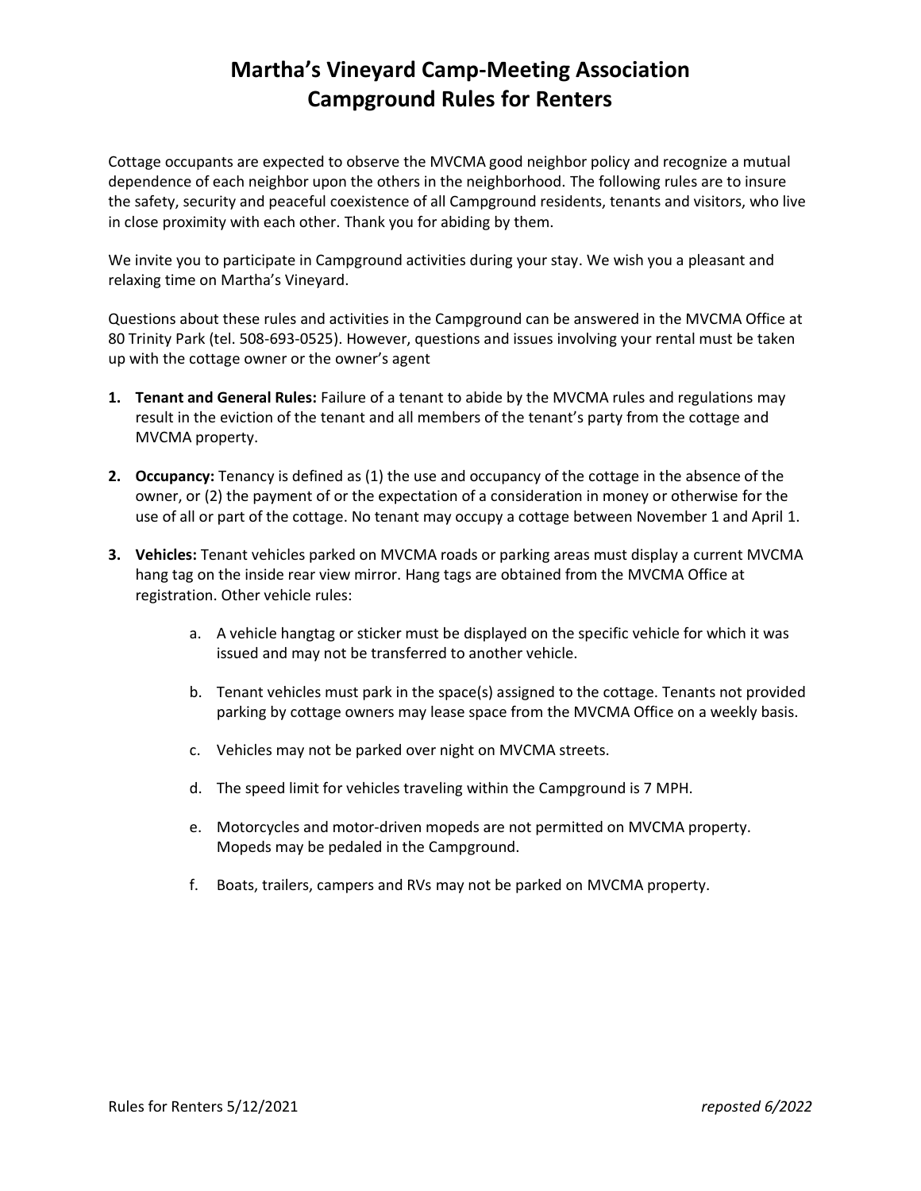# Martha's Vineyard Camp-Meeting Association
# Campground Rules for Renters

Cottage occupants are expected to observe the MVCMA good neighbor policy and recognize a mutual dependence of each neighbor upon the others in the neighborhood. The following rules are to insure the safety, security and peaceful coexistence of all Campground residents, tenants and visitors, who live in close proximity with each other. Thank you for abiding by them.

We invite you to participate in Campground activities during your stay. We wish you a pleasant and relaxing time on Martha's Vineyard.

Questions about these rules and activities in the Campground can be answered in the MVCMA Office at 80 Trinity Park (tel. 508-693-0525). However, questions and issues involving your rental must be taken up with the cottage owner or the owner's agent

1. **Tenant and General Rules:** Failure of a tenant to abide by the MVCMA rules and regulations may result in the eviction of the tenant and all members of the tenant's party from the cottage and MVCMA property.

2. **Occupancy:** Tenancy is defined as (1) the use and occupancy of the cottage in the absence of the owner, or (2) the payment of or the expectation of a consideration in money or otherwise for the use of all or part of the cottage. No tenant may occupy a cottage between November 1 and April 1.

3. **Vehicles:** Tenant vehicles parked on MVCMA roads or parking areas must display a current MVCMA hang tag on the inside rear view mirror. Hang tags are obtained from the MVCMA Office at registration. Other vehicle rules:

   a. A vehicle hangtag or sticker must be displayed on the specific vehicle for which it was issued and may not be transferred to another vehicle.

   b. Tenant vehicles must park in the space(s) assigned to the cottage. Tenants not provided parking by cottage owners may lease space from the MVCMA Office on a weekly basis.

   c. Vehicles may not be parked over night on MVCMA streets.

   d. The speed limit for vehicles traveling within the Campground is 7 MPH.

   e. Motorcycles and motor-driven mopeds are not permitted on MVCMA property. Mopeds may be pedaled in the Campground.

   f. Boats, trailers, campers and RVs may not be parked on MVCMA property.

Rules for Renters 5/12/2021 *reposted 6/2022*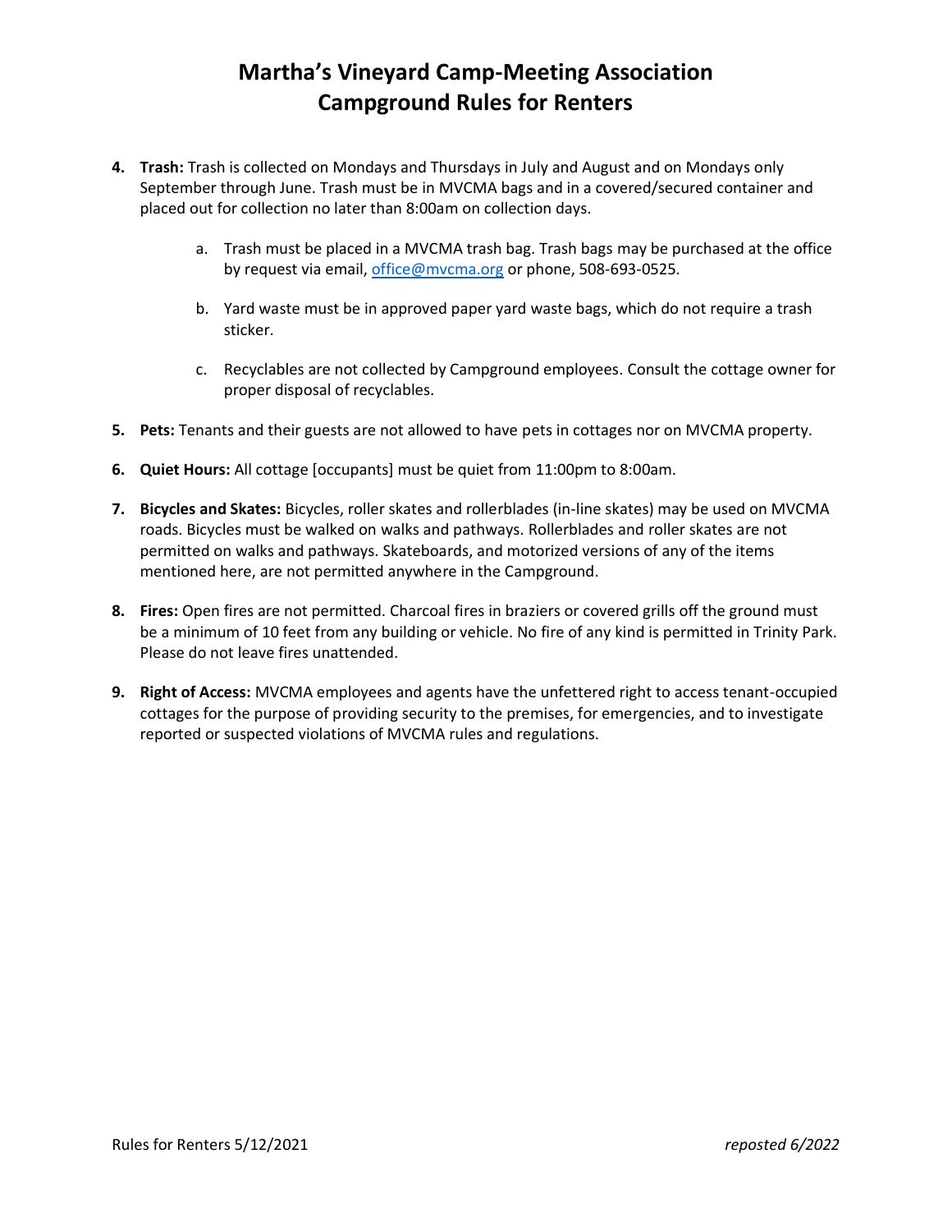# Martha's Vineyard Camp-Meeting Association
# Campground Rules for Renters

4. **Trash:** Trash is collected on Mondays and Thursdays in July and August and on Mondays only September through June. Trash must be in MVCMA bags and in a covered/secured container and placed out for collection no later than 8:00am on collection days.

    a. Trash must be placed in a MVCMA trash bag. Trash bags may be purchased at the office by request via email, office@mvcma.org or phone, 508-693-0525.

    b. Yard waste must be in approved paper yard waste bags, which do not require a trash sticker.

    c. Recyclables are not collected by Campground employees. Consult the cottage owner for proper disposal of recyclables.

5. **Pets:** Tenants and their guests are not allowed to have pets in cottages nor on MVCMA property.

6. **Quiet Hours:** All cottage [occupants] must be quiet from 11:00pm to 8:00am.

7. **Bicycles and Skates:** Bicycles, roller skates and rollerblades (in-line skates) may be used on MVCMA roads. Bicycles must be walked on walks and pathways. Rollerblades and roller skates are not permitted on walks and pathways. Skateboards, and motorized versions of any of the items mentioned here, are not permitted anywhere in the Campground.

8. **Fires:** Open fires are not permitted. Charcoal fires in braziers or covered grills off the ground must be a minimum of 10 feet from any building or vehicle. No fire of any kind is permitted in Trinity Park. Please do not leave fires unattended.

9. **Right of Access:** MVCMA employees and agents have the unfettered right to access tenant-occupied cottages for the purpose of providing security to the premises, for emergencies, and to investigate reported or suspected violations of MVCMA rules and regulations.